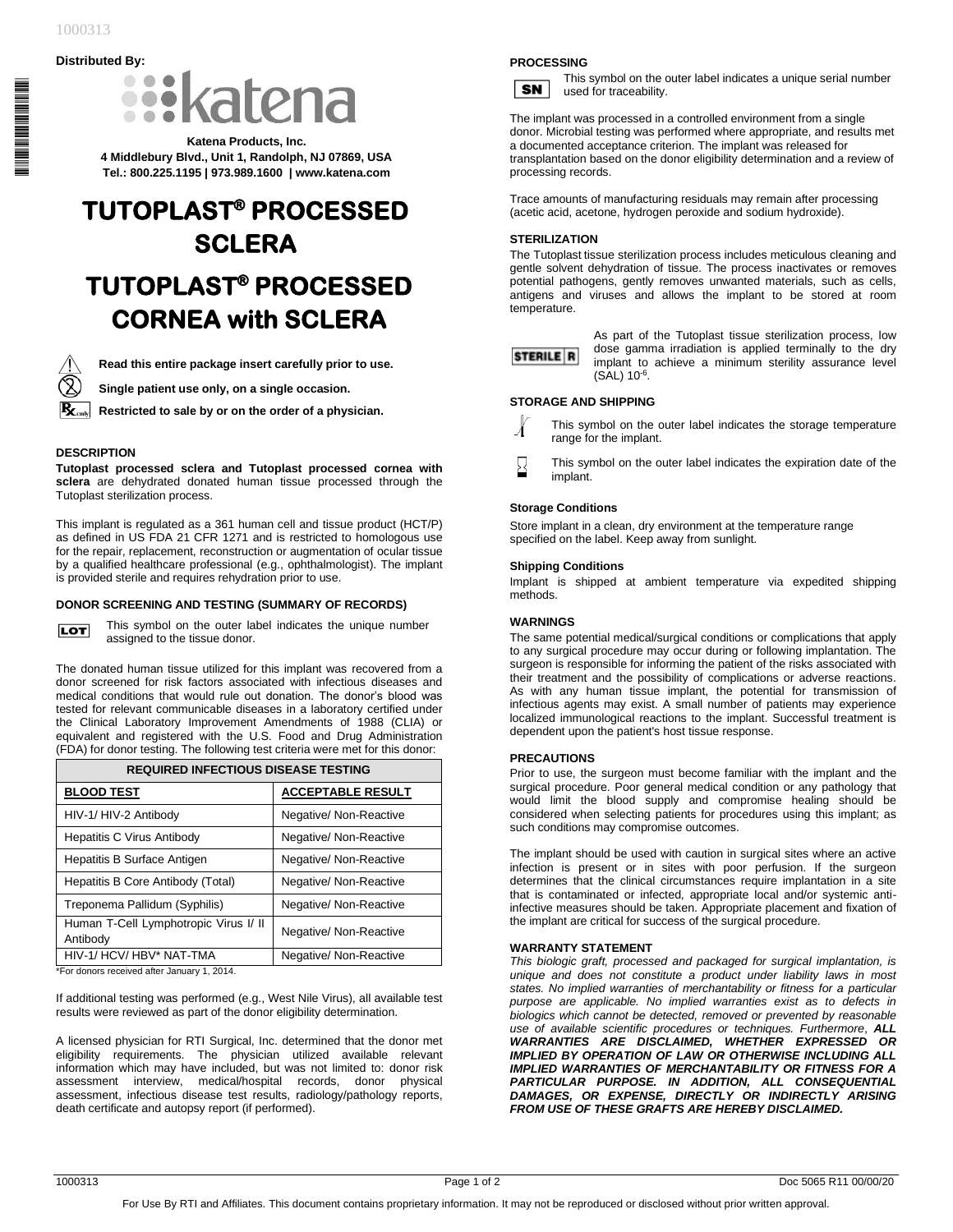**Distributed By:**

katena

**Katena Products, Inc.**
**4 Middlebury Blvd., Unit 1, Randolph, NJ 07869, USA**
**Tel.: 800.225.1195 | 973.989.1600 | www.katena.com**

# TUTOPLAST® PROCESSED SCLERA

# TUTOPLAST® PROCESSED CORNEA with SCLERA

**Read this entire package insert carefully prior to use.**

**Single patient use only, on a single occasion.**

**Restricted to sale by or on the order of a physician.**

### DESCRIPTION

**Tutoplast processed sclera and Tutoplast processed cornea with sclera** are dehydrated donated human tissue processed through the Tutoplast sterilization process.

This implant is regulated as a 361 human cell and tissue product (HCT/P) as defined in US FDA 21 CFR 1271 and is restricted to homologous use for the repair, replacement, reconstruction or augmentation of ocular tissue by a qualified healthcare professional (e.g., ophthalmologist). The implant is provided sterile and requires rehydration prior to use.

### DONOR SCREENING AND TESTING (SUMMARY OF RECORDS)

LOT — This symbol on the outer label indicates the unique number assigned to the tissue donor.

The donated human tissue utilized for this implant was recovered from a donor screened for risk factors associated with infectious diseases and medical conditions that would rule out donation. The donor's blood was tested for relevant communicable diseases in a laboratory certified under the Clinical Laboratory Improvement Amendments of 1988 (CLIA) or equivalent and registered with the U.S. Food and Drug Administration (FDA) for donor testing. The following test criteria were met for this donor:

| REQUIRED INFECTIOUS DISEASE TESTING | |
|---|---|
| **BLOOD TEST** | **ACCEPTABLE RESULT** |
| HIV-1/ HIV-2 Antibody | Negative/ Non-Reactive |
| Hepatitis C Virus Antibody | Negative/ Non-Reactive |
| Hepatitis B Surface Antigen | Negative/ Non-Reactive |
| Hepatitis B Core Antibody (Total) | Negative/ Non-Reactive |
| Treponema Pallidum (Syphilis) | Negative/ Non-Reactive |
| Human T-Cell Lymphotropic Virus I/ II Antibody | Negative/ Non-Reactive |
| HIV-1/ HCV/ HBV* NAT-TMA | Negative/ Non-Reactive |

*For donors received after January 1, 2014.

If additional testing was performed (e.g., West Nile Virus), all available test results were reviewed as part of the donor eligibility determination.

A licensed physician for RTI Surgical, Inc. determined that the donor met eligibility requirements. The physician utilized available relevant information which may have included, but was not limited to: donor risk assessment interview, medical/hospital records, donor physical assessment, infectious disease test results, radiology/pathology reports, death certificate and autopsy report (if performed).

### PROCESSING

SN — This symbol on the outer label indicates a unique serial number used for traceability.

The implant was processed in a controlled environment from a single donor. Microbial testing was performed where appropriate, and results met a documented acceptance criterion. The implant was released for transplantation based on the donor eligibility determination and a review of processing records.

Trace amounts of manufacturing residuals may remain after processing (acetic acid, acetone, hydrogen peroxide and sodium hydroxide).

### STERILIZATION

The Tutoplast tissue sterilization process includes meticulous cleaning and gentle solvent dehydration of tissue. The process inactivates or removes potential pathogens, gently removes unwanted materials, such as cells, antigens and viruses and allows the implant to be stored at room temperature.

STERILE R — As part of the Tutoplast tissue sterilization process, low dose gamma irradiation is applied terminally to the dry implant to achieve a minimum sterility assurance level (SAL) $10^{-6}$.

### STORAGE AND SHIPPING

This symbol on the outer label indicates the storage temperature range for the implant.

This symbol on the outer label indicates the expiration date of the implant.

#### Storage Conditions

Store implant in a clean, dry environment at the temperature range specified on the label. Keep away from sunlight.

#### Shipping Conditions

Implant is shipped at ambient temperature via expedited shipping methods.

### WARNINGS

The same potential medical/surgical conditions or complications that apply to any surgical procedure may occur during or following implantation. The surgeon is responsible for informing the patient of the risks associated with their treatment and the possibility of complications or adverse reactions. As with any human tissue implant, the potential for transmission of infectious agents may exist. A small number of patients may experience localized immunological reactions to the implant. Successful treatment is dependent upon the patient's host tissue response.

### PRECAUTIONS

Prior to use, the surgeon must become familiar with the implant and the surgical procedure. Poor general medical condition or any pathology that would limit the blood supply and compromise healing should be considered when selecting patients for procedures using this implant; as such conditions may compromise outcomes.

The implant should be used with caution in surgical sites where an active infection is present or in sites with poor perfusion. If the surgeon determines that the clinical circumstances require implantation in a site that is contaminated or infected, appropriate local and/or systemic anti-infective measures should be taken. Appropriate placement and fixation of the implant are critical for success of the surgical procedure.

### WARRANTY STATEMENT

*This biologic graft, processed and packaged for surgical implantation, is unique and does not constitute a product under liability laws in most states. No implied warranties of merchantability or fitness for a particular purpose are applicable. No implied warranties exist as to defects in biologics which cannot be detected, removed or prevented by reasonable use of available scientific procedures or techniques. Furthermore*, ***ALL WARRANTIES ARE DISCLAIMED, WHETHER EXPRESSED OR IMPLIED BY OPERATION OF LAW OR OTHERWISE INCLUDING ALL IMPLIED WARRANTIES OF MERCHANTABILITY OR FITNESS FOR A PARTICULAR PURPOSE. IN ADDITION, ALL CONSEQUENTIAL DAMAGES, OR EXPENSE, DIRECTLY OR INDIRECTLY ARISING FROM USE OF THESE GRAFTS ARE HEREBY DISCLAIMED.***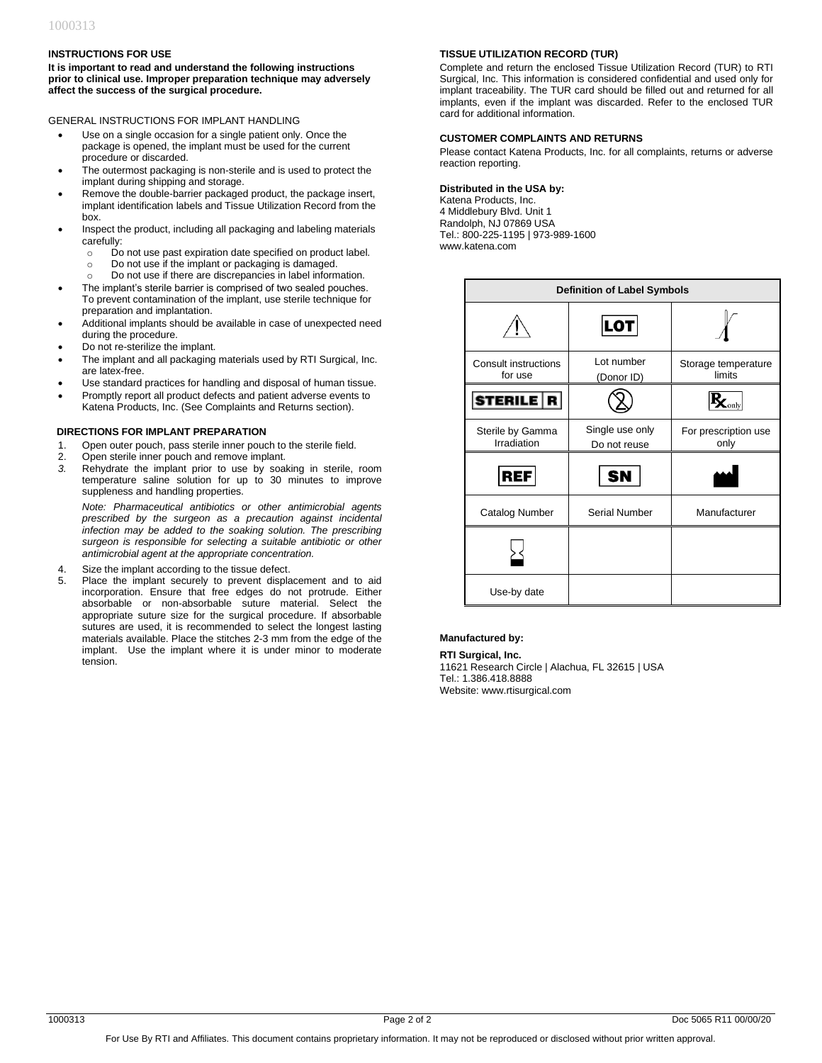## INSTRUCTIONS FOR USE

**It is important to read and understand the following instructions prior to clinical use. Improper preparation technique may adversely affect the success of the surgical procedure.**

GENERAL INSTRUCTIONS FOR IMPLANT HANDLING

- Use on a single occasion for a single patient only. Once the package is opened, the implant must be used for the current procedure or discarded.
- The outermost packaging is non-sterile and is used to protect the implant during shipping and storage.
- Remove the double-barrier packaged product, the package insert, implant identification labels and Tissue Utilization Record from the box.
- Inspect the product, including all packaging and labeling materials carefully:
  - Do not use past expiration date specified on product label.
  - Do not use if the implant or packaging is damaged.
  - Do not use if there are discrepancies in label information.
- The implant's sterile barrier is comprised of two sealed pouches. To prevent contamination of the implant, use sterile technique for preparation and implantation.
- Additional implants should be available in case of unexpected need during the procedure.
- Do not re-sterilize the implant.
- The implant and all packaging materials used by RTI Surgical, Inc. are latex-free.
- Use standard practices for handling and disposal of human tissue.
- Promptly report all product defects and patient adverse events to Katena Products, Inc. (See Complaints and Returns section).

### DIRECTIONS FOR IMPLANT PREPARATION

1. Open outer pouch, pass sterile inner pouch to the sterile field.
2. Open sterile inner pouch and remove implant.
3. Rehydrate the implant prior to use by soaking in sterile, room temperature saline solution for up to 30 minutes to improve suppleness and handling properties.

   *Note: Pharmaceutical antibiotics or other antimicrobial agents prescribed by the surgeon as a precaution against incidental infection may be added to the soaking solution. The prescribing surgeon is responsible for selecting a suitable antibiotic or other antimicrobial agent at the appropriate concentration.*

4. Size the implant according to the tissue defect.
5. Place the implant securely to prevent displacement and to aid incorporation. Ensure that free edges do not protrude. Either absorbable or non-absorbable suture material. Select the appropriate suture size for the surgical procedure. If absorbable sutures are used, it is recommended to select the longest lasting materials available. Place the stitches 2-3 mm from the edge of the implant. Use the implant where it is under minor to moderate tension.

### TISSUE UTILIZATION RECORD (TUR)

Complete and return the enclosed Tissue Utilization Record (TUR) to RTI Surgical, Inc. This information is considered confidential and used only for implant traceability. The TUR card should be filled out and returned for all implants, even if the implant was discarded. Refer to the enclosed TUR card for additional information.

### CUSTOMER COMPLAINTS AND RETURNS

Please contact Katena Products, Inc. for all complaints, returns or adverse reaction reporting.

**Distributed in the USA by:**
Katena Products, Inc.
4 Middlebury Blvd. Unit 1
Randolph, NJ 07869 USA
Tel.: 800-225-1195 | 973-989-1600
www.katena.com

| Definition of Label Symbols | | |
|---|---|---|
| ⚠ | LOT | 🌡 |
| Consult instructions for use | Lot number (Donor ID) | Storage temperature limits |
| STERILE R | ⊗ | Rx only |
| Sterile by Gamma Irradiation | Single use only Do not reuse | For prescription use only |
| REF | SN | 🏭 |
| Catalog Number | Serial Number | Manufacturer |
| ⌛ | | |
| Use-by date | | |

**Manufactured by:**

**RTI Surgical, Inc.**
11621 Research Circle | Alachua, FL 32615 | USA
Tel.: 1.386.418.8888
Website: www.rtisurgical.com

For Use By RTI and Affiliates. This document contains proprietary information. It may not be reproduced or disclosed without prior written approval.